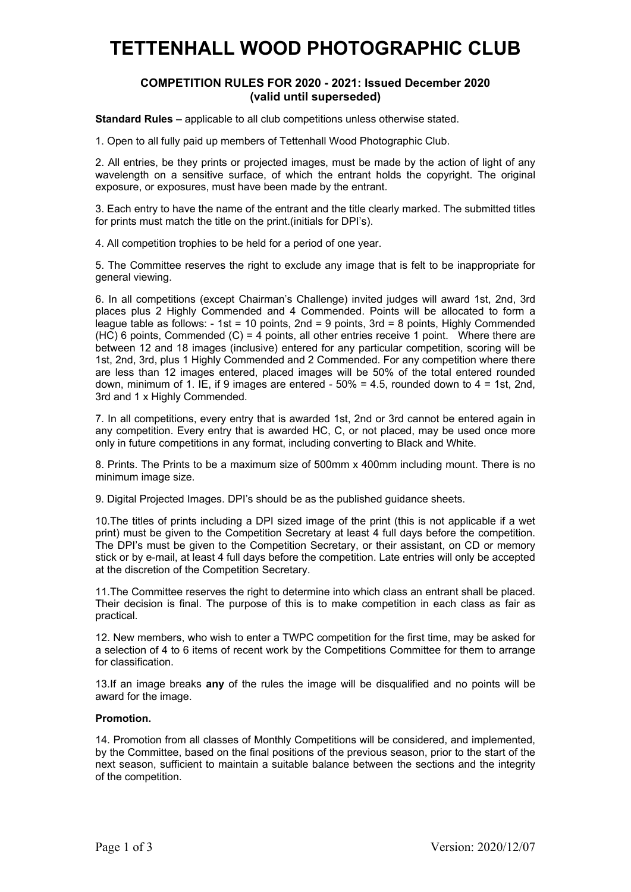# TETTENHALL WOOD PHOTOGRAPHIC CLUB

### COMPETITION RULES FOR 2020 - 2021: Issued December 2020 (valid until superseded)

**Standard Rules –** applicable to all club competitions unless otherwise stated.

1. Open to all fully paid up members of Tettenhall Wood Photographic Club.

2. All entries, be they prints or projected images, must be made by the action of light of any wavelength on a sensitive surface, of which the entrant holds the copyright. The original exposure, or exposures, must have been made by the entrant.

3. Each entry to have the name of the entrant and the title clearly marked. The submitted titles for prints must match the title on the print.(initials for DPI's).

4. All competition trophies to be held for a period of one year.

5. The Committee reserves the right to exclude any image that is felt to be inappropriate for general viewing.

6. In all competitions (except Chairman's Challenge) invited judges will award 1st, 2nd, 3rd places plus 2 Highly Commended and 4 Commended. Points will be allocated to form a league table as follows: - 1st = 10 points, 2nd = 9 points, 3rd = 8 points, Highly Commended (HC) 6 points, Commended (C) = 4 points, all other entries receive 1 point. Where there are between 12 and 18 images (inclusive) entered for any particular competition, scoring will be 1st, 2nd, 3rd, plus 1 Highly Commended and 2 Commended. For any competition where there are less than 12 images entered, placed images will be 50% of the total entered rounded down, minimum of 1. IE, if 9 images are entered - 50% = 4.5, rounded down to 4 = 1st, 2nd, 3rd and 1 x Highly Commended.

7. In all competitions, every entry that is awarded 1st, 2nd or 3rd cannot be entered again in any competition. Every entry that is awarded HC, C, or not placed, may be used once more only in future competitions in any format, including converting to Black and White.

8. Prints. The Prints to be a maximum size of 500mm x 400mm including mount. There is no minimum image size.

9. Digital Projected Images. DPI's should be as the published guidance sheets.

10.The titles of prints including a DPI sized image of the print (this is not applicable if a wet print) must be given to the Competition Secretary at least 4 full days before the competition. The DPI's must be given to the Competition Secretary, or their assistant, on CD or memory stick or by e-mail, at least 4 full days before the competition. Late entries will only be accepted at the discretion of the Competition Secretary.

11.The Committee reserves the right to determine into which class an entrant shall be placed. Their decision is final. The purpose of this is to make competition in each class as fair as practical.

12. New members, who wish to enter a TWPC competition for the first time, may be asked for a selection of 4 to 6 items of recent work by the Competitions Committee for them to arrange for classification.

13.If an image breaks **any** of the rules the image will be disqualified and no points will be award for the image.

**Promotion.**

14. Promotion from all classes of Monthly Competitions will be considered, and implemented, by the Committee, based on the final positions of the previous season, prior to the start of the next season, sufficient to maintain a suitable balance between the sections and the integrity of the competition.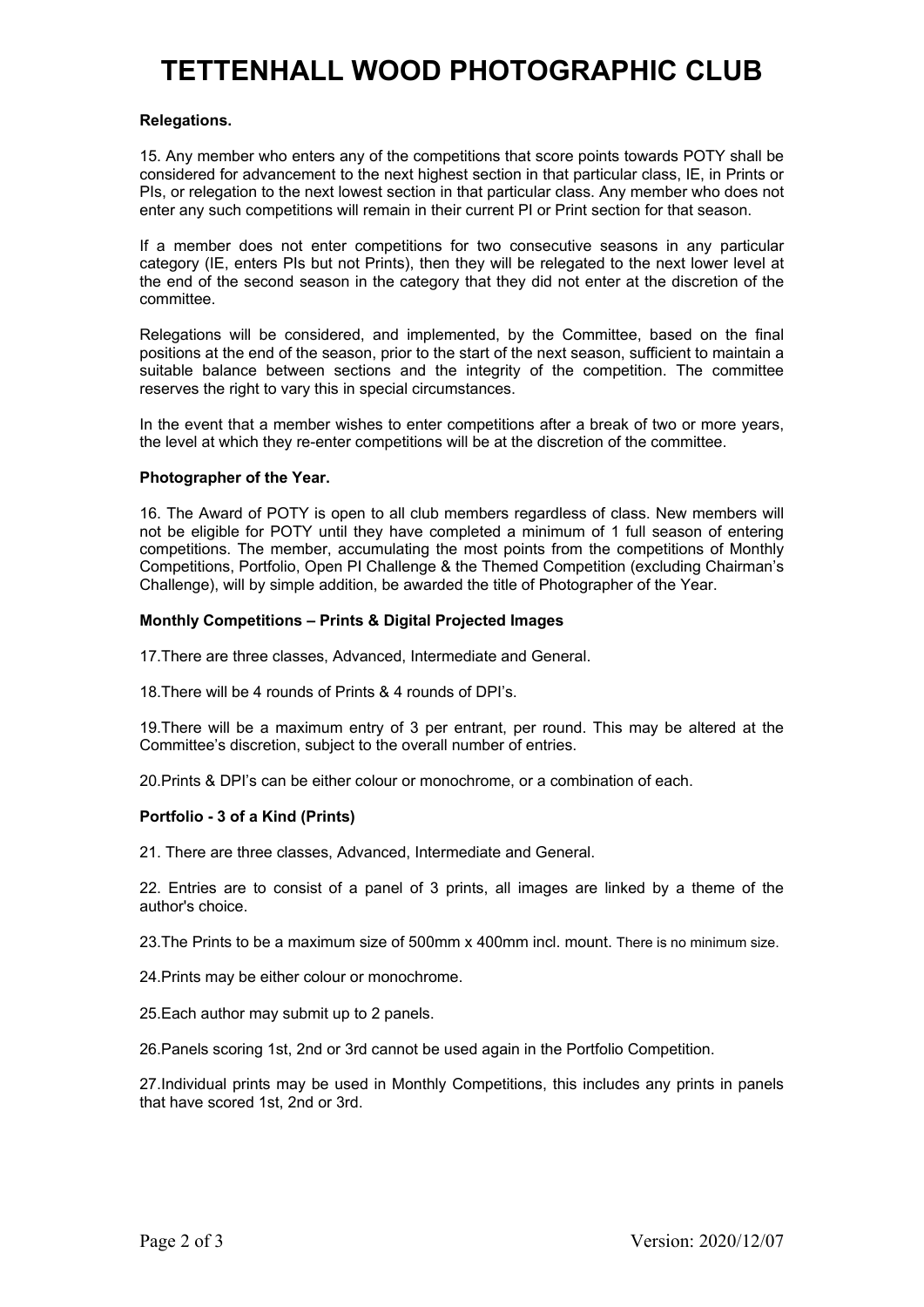# TETTENHALL WOOD PHOTOGRAPHIC CLUB

**Relegations.**

15. Any member who enters any of the competitions that score points towards POTY shall be considered for advancement to the next highest section in that particular class, IE, in Prints or PIs, or relegation to the next lowest section in that particular class. Any member who does not enter any such competitions will remain in their current PI or Print section for that season.

If a member does not enter competitions for two consecutive seasons in any particular category (IE, enters PIs but not Prints), then they will be relegated to the next lower level at the end of the second season in the category that they did not enter at the discretion of the committee.

Relegations will be considered, and implemented, by the Committee, based on the final positions at the end of the season, prior to the start of the next season, sufficient to maintain a suitable balance between sections and the integrity of the competition. The committee reserves the right to vary this in special circumstances.

In the event that a member wishes to enter competitions after a break of two or more years, the level at which they re-enter competitions will be at the discretion of the committee.

**Photographer of the Year.**

16. The Award of POTY is open to all club members regardless of class. New members will not be eligible for POTY until they have completed a minimum of 1 full season of entering competitions. The member, accumulating the most points from the competitions of Monthly Competitions, Portfolio, Open PI Challenge & the Themed Competition (excluding Chairman's Challenge), will by simple addition, be awarded the title of Photographer of the Year.

**Monthly Competitions – Prints & Digital Projected Images**

17.There are three classes, Advanced, Intermediate and General.

18.There will be 4 rounds of Prints & 4 rounds of DPI's.

19.There will be a maximum entry of 3 per entrant, per round. This may be altered at the Committee's discretion, subject to the overall number of entries.

20.Prints & DPI's can be either colour or monochrome, or a combination of each.

**Portfolio - 3 of a Kind (Prints)**

21. There are three classes, Advanced, Intermediate and General.

22. Entries are to consist of a panel of 3 prints, all images are linked by a theme of the author's choice.

23.The Prints to be a maximum size of 500mm x 400mm incl. mount. There is no minimum size.

24.Prints may be either colour or monochrome.

25.Each author may submit up to 2 panels.

26.Panels scoring 1st, 2nd or 3rd cannot be used again in the Portfolio Competition.

27.Individual prints may be used in Monthly Competitions, this includes any prints in panels that have scored 1st, 2nd or 3rd.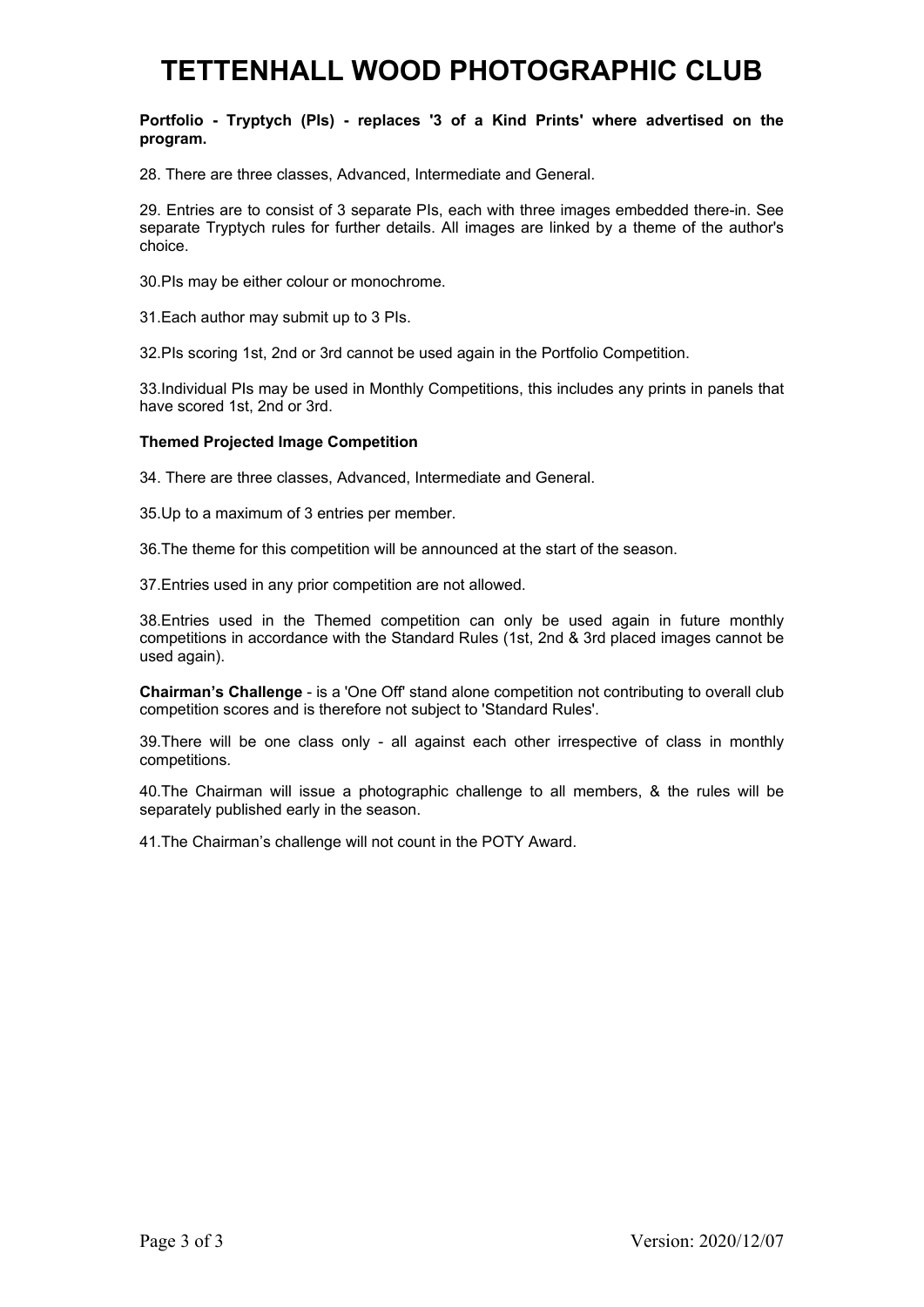# TETTENHALL WOOD PHOTOGRAPHIC CLUB

**Portfolio - Tryptych (PIs) - replaces '3 of a Kind Prints' where advertised on the program.**

28. There are three classes, Advanced, Intermediate and General.

29. Entries are to consist of 3 separate PIs, each with three images embedded there-in. See separate Tryptych rules for further details. All images are linked by a theme of the author's choice.

30.PIs may be either colour or monochrome.

31.Each author may submit up to 3 PIs.

32.PIs scoring 1st, 2nd or 3rd cannot be used again in the Portfolio Competition.

33.Individual PIs may be used in Monthly Competitions, this includes any prints in panels that have scored 1st, 2nd or 3rd.

**Themed Projected Image Competition**

34. There are three classes, Advanced, Intermediate and General.

35.Up to a maximum of 3 entries per member.

36.The theme for this competition will be announced at the start of the season.

37.Entries used in any prior competition are not allowed.

38.Entries used in the Themed competition can only be used again in future monthly competitions in accordance with the Standard Rules (1st, 2nd & 3rd placed images cannot be used again).

**Chairman's Challenge** - is a 'One Off' stand alone competition not contributing to overall club competition scores and is therefore not subject to 'Standard Rules'.

39.There will be one class only - all against each other irrespective of class in monthly competitions.

40.The Chairman will issue a photographic challenge to all members, & the rules will be separately published early in the season.

41.The Chairman's challenge will not count in the POTY Award.

Version: 2020/12/07